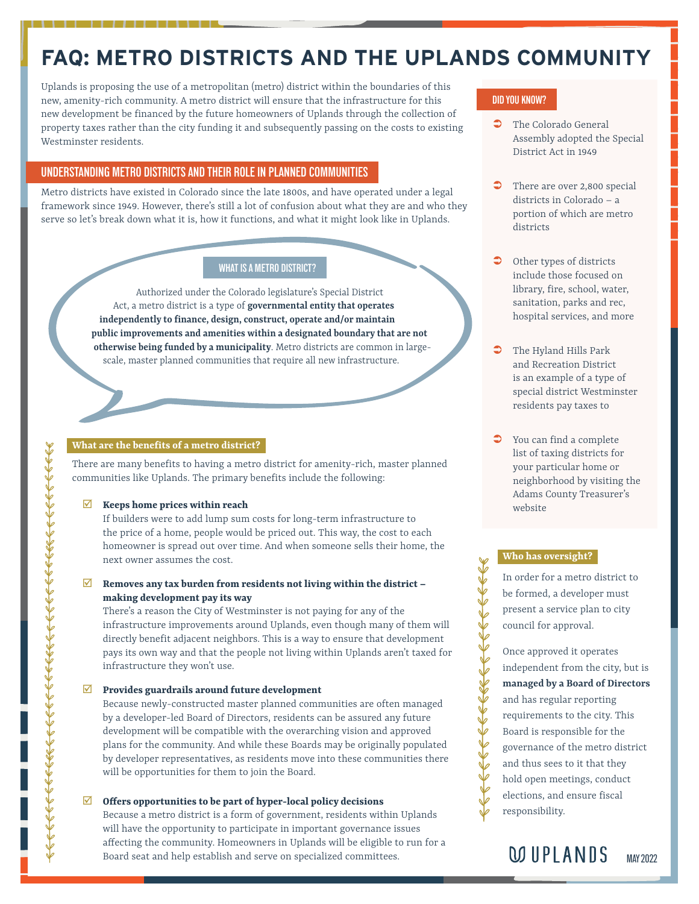# FAQ: METRO DISTRICTS AND THE UPLANDS COMMUNITY

Uplands is proposing the use of a metropolitan (metro) district within the boundaries of this new, amenity-rich community. A metro district will ensure that the infrastructure for this new development be financed by the future homeowners of Uplands through the collection of property taxes rather than the city funding it and subsequently passing on the costs to existing Westminster residents.

## UNDERSTANDING METRO DISTRICTS AND THEIR ROLE IN PLANNED COMMUNITIES

Metro districts have existed in Colorado since the late 1800s, and have operated under a legal framework since 1949. However, there's still a lot of confusion about what they are and who they serve so let's break down what it is, how it functions, and what it might look like in Uplands.

### WHAT IS A METRO DISTRICT?

Authorized under the Colorado legislature's Special District Act, a metro district is a type of **governmental entity that operates independently to finance, design, construct, operate and/or maintain public improvements and amenities within a designated boundary that are not otherwise being funded by a municipality**. Metro districts are common in large-scale, master planned communities that require all new infrastructure.

### What are the benefits of a metro district?

There are many benefits to having a metro district for amenity-rich, master planned communities like Uplands. The primary benefits include the following:

- ☑ **Keeps home prices within reach**
  If builders were to add lump sum costs for long-term infrastructure to the price of a home, people would be priced out. This way, the cost to each homeowner is spread out over time. And when someone sells their home, the next owner assumes the cost.

- ☑ **Removes any tax burden from residents not living within the district – making development pay its way**
  There's a reason the City of Westminster is not paying for any of the infrastructure improvements around Uplands, even though many of them will directly benefit adjacent neighbors. This is a way to ensure that development pays its own way and that the people not living within Uplands aren't taxed for infrastructure they won't use.

- ☑ **Provides guardrails around future development**
  Because newly-constructed master planned communities are often managed by a developer-led Board of Directors, residents can be assured any future development will be compatible with the overarching vision and approved plans for the community. And while these Boards may be originally populated by developer representatives, as residents move into these communities there will be opportunities for them to join the Board.

- ☑ **Offers opportunities to be part of hyper-local policy decisions**
  Because a metro district is a form of government, residents within Uplands will have the opportunity to participate in important governance issues affecting the community. Homeowners in Uplands will be eligible to run for a Board seat and help establish and serve on specialized committees.

### DID YOU KNOW?

- The Colorado General Assembly adopted the Special District Act in 1949
- There are over 2,800 special districts in Colorado – a portion of which are metro districts
- Other types of districts include those focused on library, fire, school, water, sanitation, parks and rec, hospital services, and more
- The Hyland Hills Park and Recreation District is an example of a type of special district Westminster residents pay taxes to
- You can find a complete list of taxing districts for your particular home or neighborhood by visiting the Adams County Treasurer's website

### Who has oversight?

In order for a metro district to be formed, a developer must present a service plan to city council for approval.

Once approved it operates independent from the city, but is **managed by a Board of Directors** and has regular reporting requirements to the city. This Board is responsible for the governance of the metro district and thus sees to it that they hold open meetings, conduct elections, and ensure fiscal responsibility.

UPLANDS MAY 2022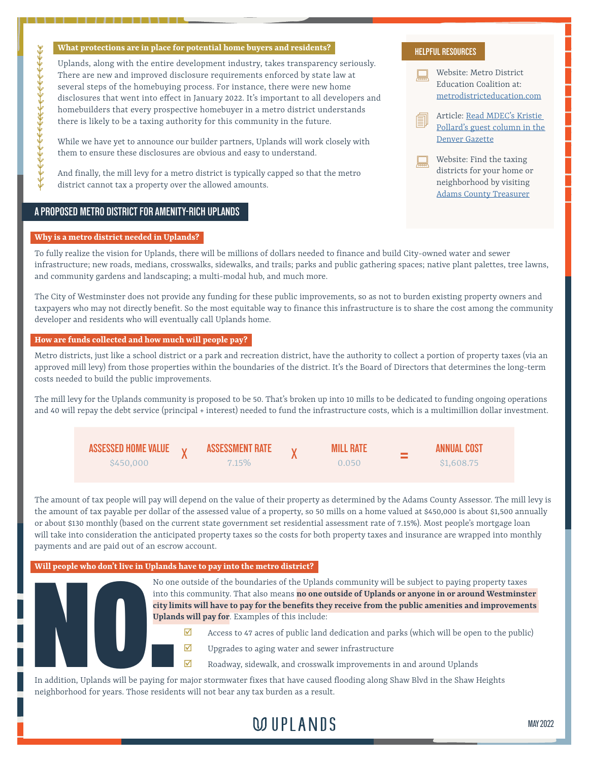### What protections are in place for potential home buyers and residents?

Uplands, along with the entire development industry, takes transparency seriously. There are new and improved disclosure requirements enforced by state law at several steps of the homebuying process. For instance, there were new home disclosures that went into effect in January 2022. It's important to all developers and homebuilders that every prospective homebuyer in a metro district understands there is likely to be a taxing authority for this community in the future.

While we have yet to announce our builder partners, Uplands will work closely with them to ensure these disclosures are obvious and easy to understand.

And finally, the mill levy for a metro district is typically capped so that the metro district cannot tax a property over the allowed amounts.

### HELPFUL RESOURCES

- Website: Metro District Education Coalition at: metrodistricteducation.com
- Article: Read MDEC's Kristie Pollard's guest column in the Denver Gazette
- Website: Find the taxing districts for your home or neighborhood by visiting Adams County Treasurer

## A PROPOSED METRO DISTRICT FOR AMENITY-RICH UPLANDS

### Why is a metro district needed in Uplands?

To fully realize the vision for Uplands, there will be millions of dollars needed to finance and build City-owned water and sewer infrastructure; new roads, medians, crosswalks, sidewalks, and trails; parks and public gathering spaces; native plant palettes, tree lawns, and community gardens and landscaping; a multi-modal hub, and much more.

The City of Westminster does not provide any funding for these public improvements, so as not to burden existing property owners and taxpayers who may not directly benefit. So the most equitable way to finance this infrastructure is to share the cost among the community developer and residents who will eventually call Uplands home.

### How are funds collected and how much will people pay?

Metro districts, just like a school district or a park and recreation district, have the authority to collect a portion of property taxes (via an approved mill levy) from those properties within the boundaries of the district. It's the Board of Directors that determines the long-term costs needed to build the public improvements.

The mill levy for the Uplands community is proposed to be 50. That's broken up into 10 mills to be dedicated to funding ongoing operations and 40 will repay the debt service (principal + interest) needed to fund the infrastructure costs, which is a multimillion dollar investment.

| ASSESSED HOME VALUE | X | ASSESSMENT RATE | X | MILL RATE | = | ANNUAL COST |
|---|---|---|---|---|---|---|
| $450,000 | | 7.15% | | 0.050 | | $1,608.75 |

The amount of tax people will pay will depend on the value of their property as determined by the Adams County Assessor. The mill levy is the amount of tax payable per dollar of the assessed value of a property, so 50 mills on a home valued at $450,000 is about $1,500 annually or about $130 monthly (based on the current state government set residential assessment rate of 7.15%). Most people's mortgage loan will take into consideration the anticipated property taxes so the costs for both property taxes and insurance are wrapped into monthly payments and are paid out of an escrow account.

### Will people who don't live in Uplands have to pay into the metro district?

**NO.**

No one outside of the boundaries of the Uplands community will be subject to paying property taxes into this community. That also means **no one outside of Uplands or anyone in or around Westminster city limits will have to pay for the benefits they receive from the public amenities and improvements Uplands will pay for**. Examples of this include:

- ☑ Access to 47 acres of public land dedication and parks (which will be open to the public)
- ☑ Upgrades to aging water and sewer infrastructure
- ☑ Roadway, sidewalk, and crosswalk improvements in and around Uplands

In addition, Uplands will be paying for major stormwater fixes that have caused flooding along Shaw Blvd in the Shaw Heights neighborhood for years. Those residents will not bear any tax burden as a result.

UPLANDS

MAY 2022